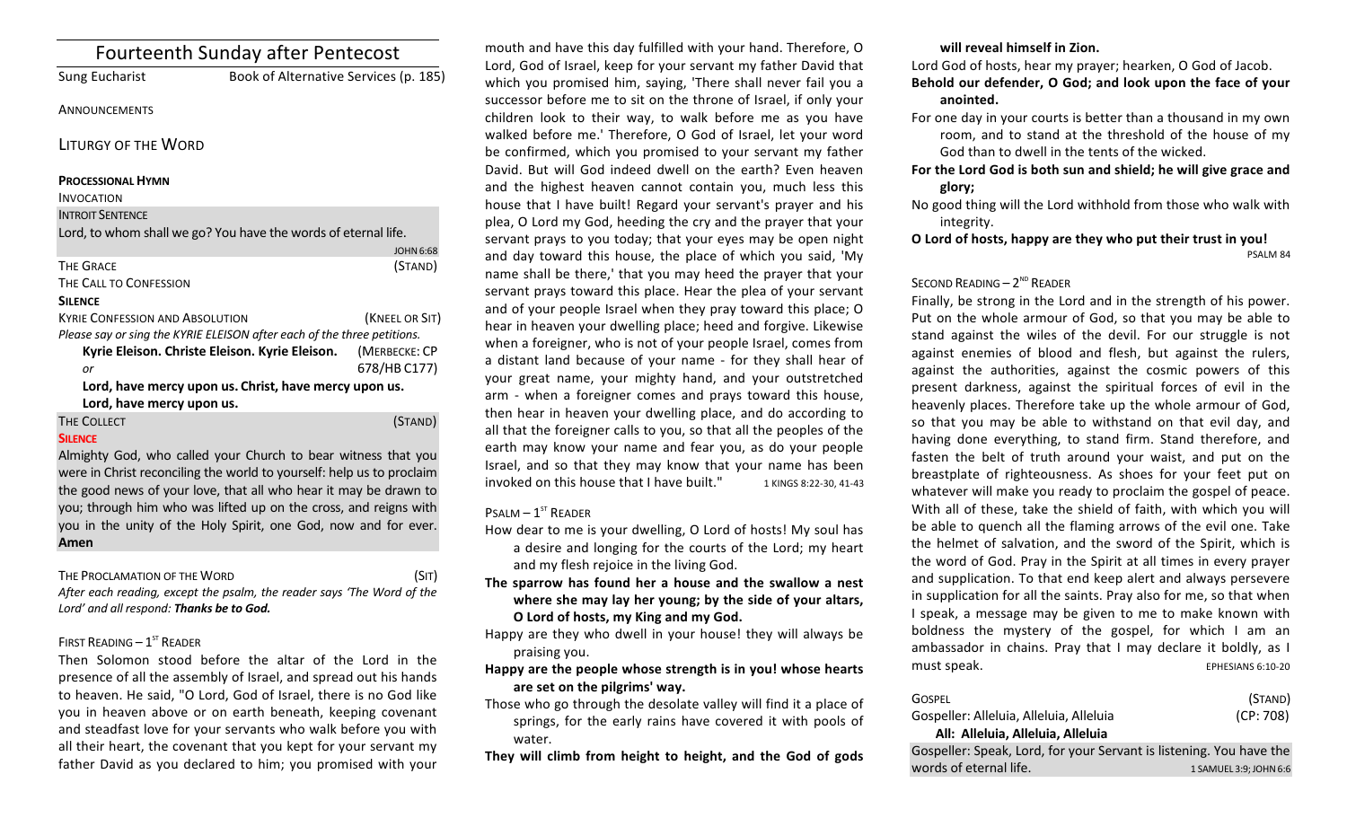# Fourteenth Sunday after Pentecost

Sung Eucharist — Book of Alternative Services (p. 185)

ANNOUNCEMENTS

## LITURGY OF THE WORD

**PROCESSIONAL HYMN**

INVOCATION

INTROIT SENTENCE

Lord, to whom shall we go? You have the words of eternal life.

JOHN 6:68

THE GRACE (STAND)

THE CALL TO CONFESSION

**SILENCE**

KYRIE CONFESSION AND ABSOLUTION (KNEEL OR SIT)

*Please say or sing the KYRIE ELEISON after each of the three petitions.*

**Kyrie Eleison. Christe Eleison. Kyrie Eleison.** (MERBECKE: CP 678/HB C177)

*or*

**Lord, have mercy upon us. Christ, have mercy upon us. Lord, have mercy upon us.**

THE COLLECT (STAND)

**SILENCE**

Almighty God, who called your Church to bear witness that you were in Christ reconciling the world to yourself: help us to proclaim the good news of your love, that all who hear it may be drawn to you; through him who was lifted up on the cross, and reigns with you in the unity of the Holy Spirit, one God, now and for ever. **Amen**

THE PROCLAMATION OF THE WORD (SIT)

*After each reading, except the psalm, the reader says 'The Word of the Lord' and all respond:* ***Thanks be to God.***

FIRST READING – 1ST READER

Then Solomon stood before the altar of the Lord in the presence of all the assembly of Israel, and spread out his hands to heaven. He said, "O Lord, God of Israel, there is no God like you in heaven above or on earth beneath, keeping covenant and steadfast love for your servants who walk before you with all their heart, the covenant that you kept for your servant my father David as you declared to him; you promised with your mouth and have this day fulfilled with your hand. Therefore, O Lord, God of Israel, keep for your servant my father David that which you promised him, saying, 'There shall never fail you a successor before me to sit on the throne of Israel, if only your children look to their way, to walk before me as you have walked before me.' Therefore, O God of Israel, let your word be confirmed, which you promised to your servant my father David. But will God indeed dwell on the earth? Even heaven and the highest heaven cannot contain you, much less this house that I have built! Regard your servant's prayer and his plea, O Lord my God, heeding the cry and the prayer that your servant prays to you today; that your eyes may be open night and day toward this house, the place of which you said, 'My name shall be there,' that you may heed the prayer that your servant prays toward this place. Hear the plea of your servant and of your people Israel when they pray toward this place; O hear in heaven your dwelling place; heed and forgive. Likewise when a foreigner, who is not of your people Israel, comes from a distant land because of your name - for they shall hear of your great name, your mighty hand, and your outstretched arm - when a foreigner comes and prays toward this house, then hear in heaven your dwelling place, and do according to all that the foreigner calls to you, so that all the peoples of the earth may know your name and fear you, as do your people Israel, and so that they may know that your name has been invoked on this house that I have built." 1 KINGS 8:22-30, 41-43

PSALM – 1ST READER

How dear to me is your dwelling, O Lord of hosts! My soul has a desire and longing for the courts of the Lord; my heart and my flesh rejoice in the living God.

**The sparrow has found her a house and the swallow a nest where she may lay her young; by the side of your altars, O Lord of hosts, my King and my God.**

Happy are they who dwell in your house! they will always be praising you.

**Happy are the people whose strength is in you! whose hearts are set on the pilgrims' way.**

Those who go through the desolate valley will find it a place of springs, for the early rains have covered it with pools of water.

**They will climb from height to height, and the God of gods will reveal himself in Zion.**

Lord God of hosts, hear my prayer; hearken, O God of Jacob.

**Behold our defender, O God; and look upon the face of your anointed.**

For one day in your courts is better than a thousand in my own room, and to stand at the threshold of the house of my God than to dwell in the tents of the wicked.

**For the Lord God is both sun and shield; he will give grace and glory;**

No good thing will the Lord withhold from those who walk with integrity.

**O Lord of hosts, happy are they who put their trust in you!**

PSALM 84

SECOND READING – 2ND READER

Finally, be strong in the Lord and in the strength of his power. Put on the whole armour of God, so that you may be able to stand against the wiles of the devil. For our struggle is not against enemies of blood and flesh, but against the rulers, against the authorities, against the cosmic powers of this present darkness, against the spiritual forces of evil in the heavenly places. Therefore take up the whole armour of God, so that you may be able to withstand on that evil day, and having done everything, to stand firm. Stand therefore, and fasten the belt of truth around your waist, and put on the breastplate of righteousness. As shoes for your feet put on whatever will make you ready to proclaim the gospel of peace. With all of these, take the shield of faith, with which you will be able to quench all the flaming arrows of the evil one. Take the helmet of salvation, and the sword of the Spirit, which is the word of God. Pray in the Spirit at all times in every prayer and supplication. To that end keep alert and always persevere in supplication for all the saints. Pray also for me, so that when I speak, a message may be given to me to make known with boldness the mystery of the gospel, for which I am an ambassador in chains. Pray that I may declare it boldly, as I must speak. EPHESIANS 6:10-20

GOSPEL (STAND)

Gospeller: Alleluia, Alleluia, Alleluia (CP: 708)

**All: Alleluia, Alleluia, Alleluia**

Gospeller: Speak, Lord, for your Servant is listening. You have the words of eternal life. 1 SAMUEL 3:9; JOHN 6:6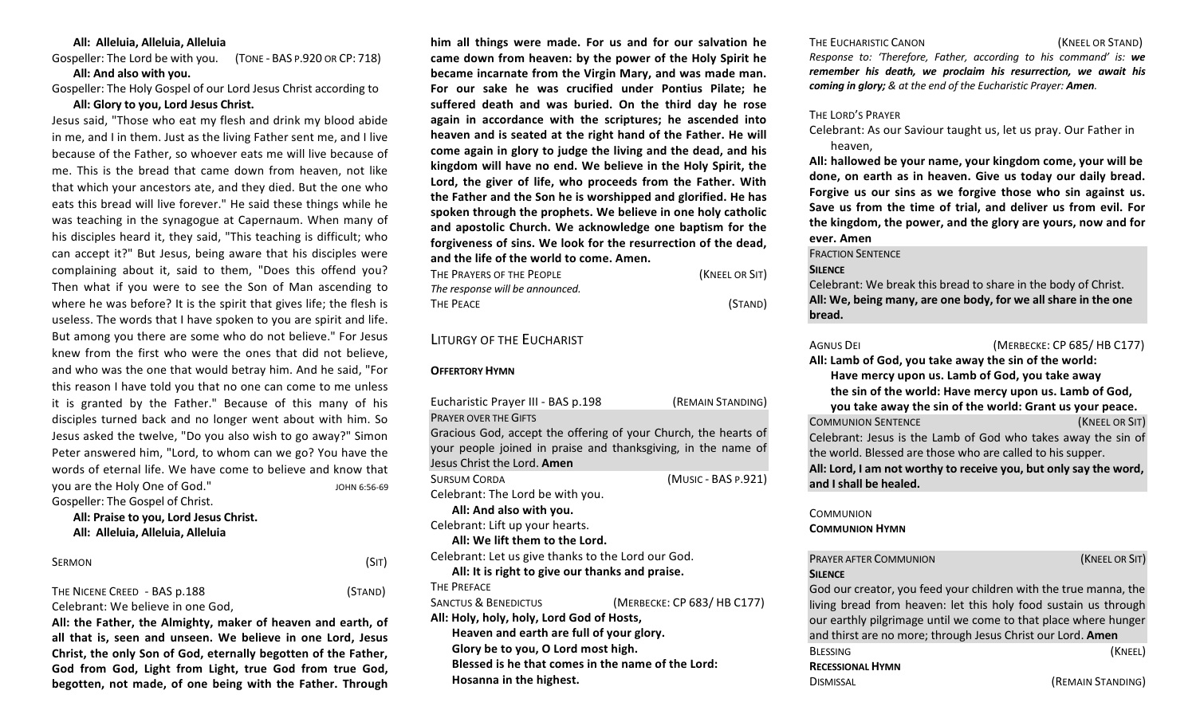**All: Alleluia, Alleluia, Alleluia**

Gospeller: The Lord be with you. (Tone - BAS p.920 or CP: 718)

**All: And also with you.**

Gospeller: The Holy Gospel of our Lord Jesus Christ according to

**All: Glory to you, Lord Jesus Christ.**

Jesus said, "Those who eat my flesh and drink my blood abide in me, and I in them. Just as the living Father sent me, and I live because of the Father, so whoever eats me will live because of me. This is the bread that came down from heaven, not like that which your ancestors ate, and they died. But the one who eats this bread will live forever." He said these things while he was teaching in the synagogue at Capernaum. When many of his disciples heard it, they said, "This teaching is difficult; who can accept it?" But Jesus, being aware that his disciples were complaining about it, said to them, "Does this offend you? Then what if you were to see the Son of Man ascending to where he was before? It is the spirit that gives life; the flesh is useless. The words that I have spoken to you are spirit and life. But among you there are some who do not believe." For Jesus knew from the first who were the ones that did not believe, and who was the one that would betray him. And he said, "For this reason I have told you that no one can come to me unless it is granted by the Father." Because of this many of his disciples turned back and no longer went about with him. So Jesus asked the twelve, "Do you also wish to go away?" Simon Peter answered him, "Lord, to whom can we go? You have the words of eternal life. We have come to believe and know that you are the Holy One of God." John 6:56-69

Gospeller: The Gospel of Christ.

**All: Praise to you, Lord Jesus Christ.**

**All: Alleluia, Alleluia, Alleluia**

Sermon (Sit)

The Nicene Creed - BAS p.188 (Stand)

Celebrant: We believe in one God,

**All: the Father, the Almighty, maker of heaven and earth, of all that is, seen and unseen. We believe in one Lord, Jesus Christ, the only Son of God, eternally begotten of the Father, God from God, Light from Light, true God from true God, begotten, not made, of one being with the Father. Through him all things were made. For us and for our salvation he came down from heaven: by the power of the Holy Spirit he became incarnate from the Virgin Mary, and was made man. For our sake he was crucified under Pontius Pilate; he suffered death and was buried. On the third day he rose again in accordance with the scriptures; he ascended into heaven and is seated at the right hand of the Father. He will come again in glory to judge the living and the dead, and his kingdom will have no end. We believe in the Holy Spirit, the Lord, the giver of life, who proceeds from the Father. With the Father and the Son he is worshipped and glorified. He has spoken through the prophets. We believe in one holy catholic and apostolic Church. We acknowledge one baptism for the forgiveness of sins. We look for the resurrection of the dead, and the life of the world to come. Amen.**

The Prayers of the People (Kneel or Sit)

*The response will be announced.*

The Peace (Stand)

## Liturgy of the Eucharist

**Offertory Hymn**

Eucharistic Prayer III - BAS p.198 (Remain Standing)

Prayer over the Gifts

Gracious God, accept the offering of your Church, the hearts of your people joined in praise and thanksgiving, in the name of Jesus Christ the Lord. **Amen**

Sursum Corda (Music - BAS p.921)

Celebrant: The Lord be with you.

**All: And also with you.**

Celebrant: Lift up your hearts.

**All: We lift them to the Lord.**

Celebrant: Let us give thanks to the Lord our God.

**All: It is right to give our thanks and praise.**

The Preface

Sanctus & Benedictus (Merbecke: CP 683/ HB C177)

**All: Holy, holy, holy, Lord God of Hosts,**
**Heaven and earth are full of your glory.**
**Glory be to you, O Lord most high.**
**Blessed is he that comes in the name of the Lord:**
**Hosanna in the highest.**

The Eucharistic Canon (Kneel or Stand)

*Response to: 'Therefore, Father, according to his command' is:* ***we remember his death, we proclaim his resurrection, we await his coming in glory;*** *& at the end of the Eucharistic Prayer:* ***Amen.***

The Lord's Prayer

Celebrant: As our Saviour taught us, let us pray. Our Father in heaven,

**All: hallowed be your name, your kingdom come, your will be done, on earth as in heaven. Give us today our daily bread. Forgive us our sins as we forgive those who sin against us. Save us from the time of trial, and deliver us from evil. For the kingdom, the power, and the glory are yours, now and for ever. Amen**

Fraction Sentence

**Silence**

Celebrant: We break this bread to share in the body of Christ.

**All: We, being many, are one body, for we all share in the one bread.**

Agnus Dei (Merbecke: CP 685/ HB C177)

**All: Lamb of God, you take away the sin of the world:**
**Have mercy upon us. Lamb of God, you take away the sin of the world: Have mercy upon us. Lamb of God, you take away the sin of the world: Grant us your peace.**

Communion Sentence (Kneel or Sit)

Celebrant: Jesus is the Lamb of God who takes away the sin of the world. Blessed are those who are called to his supper.

**All: Lord, I am not worthy to receive you, but only say the word, and I shall be healed.**

Communion

**Communion Hymn**

Prayer after Communion (Kneel or Sit)

**Silence**

God our creator, you feed your children with the true manna, the living bread from heaven: let this holy food sustain us through our earthly pilgrimage until we come to that place where hunger and thirst are no more; through Jesus Christ our Lord. **Amen**

Blessing (Kneel)

**Recessional Hymn**

Dismissal (Remain Standing)